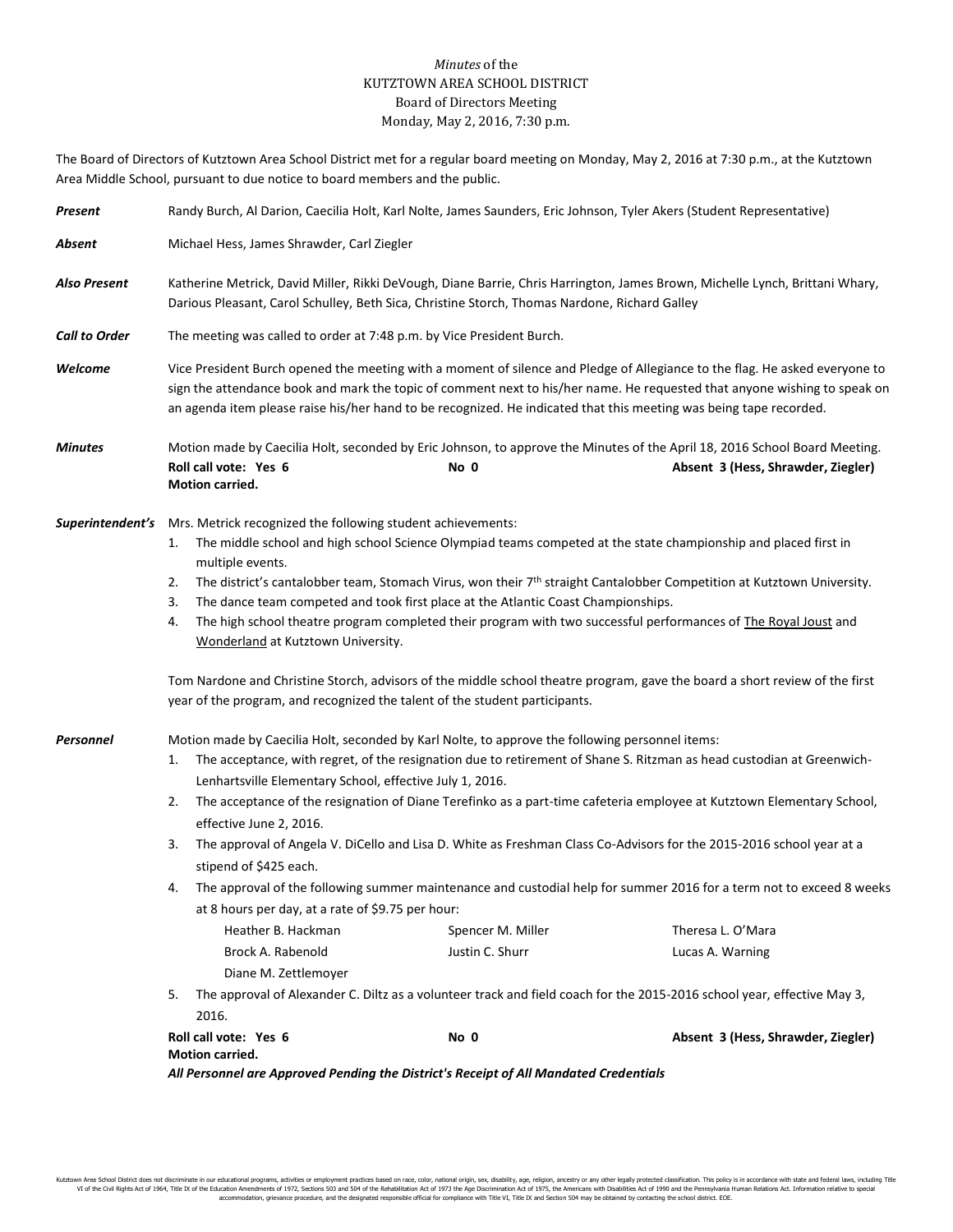*Minutes* of the
KUTZTOWN AREA SCHOOL DISTRICT
Board of Directors Meeting
Monday, May 2, 2016, 7:30 p.m.

The Board of Directors of Kutztown Area School District met for a regular board meeting on Monday, May 2, 2016 at 7:30 p.m., at the Kutztown Area Middle School, pursuant to due notice to board members and the public.

***Present*** Randy Burch, Al Darion, Caecilia Holt, Karl Nolte, James Saunders, Eric Johnson, Tyler Akers (Student Representative)

***Absent*** Michael Hess, James Shrawder, Carl Ziegler

***Also Present*** Katherine Metrick, David Miller, Rikki DeVough, Diane Barrie, Chris Harrington, James Brown, Michelle Lynch, Brittani Whary, Darious Pleasant, Carol Schulley, Beth Sica, Christine Storch, Thomas Nardone, Richard Galley

***Call to Order*** The meeting was called to order at 7:48 p.m. by Vice President Burch.

***Welcome*** Vice President Burch opened the meeting with a moment of silence and Pledge of Allegiance to the flag. He asked everyone to sign the attendance book and mark the topic of comment next to his/her name. He requested that anyone wishing to speak on an agenda item please raise his/her hand to be recognized. He indicated that this meeting was being tape recorded.

***Minutes*** Motion made by Caecilia Holt, seconded by Eric Johnson, to approve the Minutes of the April 18, 2016 School Board Meeting.
**Roll call vote: Yes 6 No 0 Absent 3 (Hess, Shrawder, Ziegler)**
**Motion carried.**

***Superintendent's*** Mrs. Metrick recognized the following student achievements:

1. The middle school and high school Science Olympiad teams competed at the state championship and placed first in multiple events.
2. The district's cantalobber team, Stomach Virus, won their 7th straight Cantalobber Competition at Kutztown University.
3. The dance team competed and took first place at the Atlantic Coast Championships.
4. The high school theatre program completed their program with two successful performances of The Royal Joust and Wonderland at Kutztown University.

Tom Nardone and Christine Storch, advisors of the middle school theatre program, gave the board a short review of the first year of the program, and recognized the talent of the student participants.

***Personnel*** Motion made by Caecilia Holt, seconded by Karl Nolte, to approve the following personnel items:

1. The acceptance, with regret, of the resignation due to retirement of Shane S. Ritzman as head custodian at Greenwich-Lenhartsville Elementary School, effective July 1, 2016.
2. The acceptance of the resignation of Diane Terefinko as a part-time cafeteria employee at Kutztown Elementary School, effective June 2, 2016.
3. The approval of Angela V. DiCello and Lisa D. White as Freshman Class Co-Advisors for the 2015-2016 school year at a stipend of $425 each.
4. The approval of the following summer maintenance and custodial help for summer 2016 for a term not to exceed 8 weeks at 8 hours per day, at a rate of $9.75 per hour:

   Heather B. Hackman, Spencer M. Miller, Theresa L. O'Mara, Brock A. Rabenold, Justin C. Shurr, Lucas A. Warning, Diane M. Zettlemoyer

5. The approval of Alexander C. Diltz as a volunteer track and field coach for the 2015-2016 school year, effective May 3, 2016.

**Roll call vote: Yes 6 No 0 Absent 3 (Hess, Shrawder, Ziegler)**
**Motion carried.**
***All Personnel are Approved Pending the District's Receipt of All Mandated Credentials***

Kutztown Area School District does not discriminate in our educational programs, activities or employment practices based on race, color, national origin, sex, disability, age, religion, ancestry or any other legally protected classification. This policy is in accordance with state and federal laws, including Title VI of the Civil Rights Act of 1964, Title IX of the Education Amendments of 1972, Sections 503 and 504 of the Rehabilitation Act of 1973 the Age Discrimination Act of 1975, the Americans with Disabilities Act of 1990 and the Pennsylvania Human Relations Act. Information relative to special accommodation, grievance procedure, and the designated responsible official for compliance with Title VI, Title IX and Section 504 may be obtained by contacting the school district. EOE.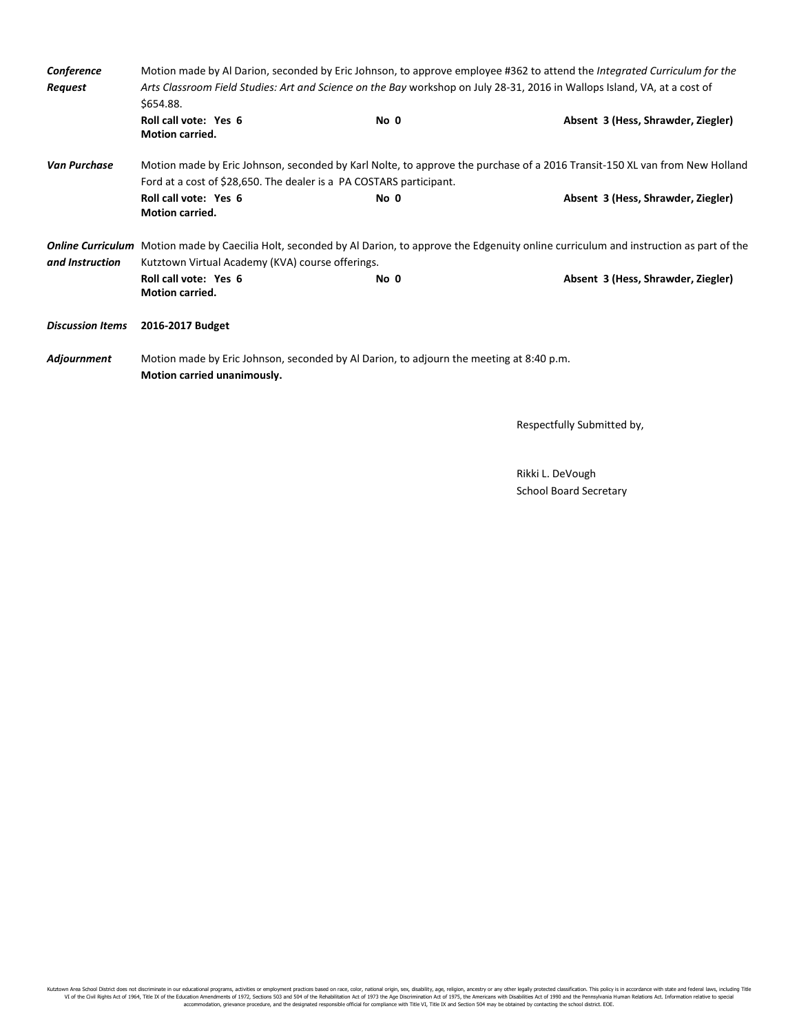***Conference Request***

Motion made by Al Darion, seconded by Eric Johnson, to approve employee #362 to attend the *Integrated Curriculum for the Arts Classroom Field Studies: Art and Science on the Bay* workshop on July 28-31, 2016 in Wallops Island, VA, at a cost of $654.88.

**Roll call vote: Yes 6** **No 0** **Absent 3 (Hess, Shrawder, Ziegler)**
**Motion carried.**

***Van Purchase***

Motion made by Eric Johnson, seconded by Karl Nolte, to approve the purchase of a 2016 Transit-150 XL van from New Holland Ford at a cost of $28,650. The dealer is a PA COSTARS participant.

**Roll call vote: Yes 6** **No 0** **Absent 3 (Hess, Shrawder, Ziegler)**
**Motion carried.**

***Online Curriculum and Instruction***

Motion made by Caecilia Holt, seconded by Al Darion, to approve the Edgenuity online curriculum and instruction as part of the Kutztown Virtual Academy (KVA) course offerings.

**Roll call vote: Yes 6** **No 0** **Absent 3 (Hess, Shrawder, Ziegler)**
**Motion carried.**

***Discussion Items***

**2016-2017 Budget**

***Adjournment***

Motion made by Eric Johnson, seconded by Al Darion, to adjourn the meeting at 8:40 p.m.
**Motion carried unanimously.**

Respectfully Submitted by,

Rikki L. DeVough
School Board Secretary

Kutztown Area School District does not discriminate in our educational programs, activities or employment practices based on race, color, national origin, sex, disability, age, religion, ancestry or any other legally protected classification. This policy is in accordance with state and federal laws, including Title VI of the Civil Rights Act of 1964, Title IX of the Education Amendments of 1972, Sections 503 and 504 of the Rehabilitation Act of 1973 the Age Discrimination Act of 1975, the Americans with Disabilities Act of 1990 and the Pennsylvania Human Relations Act. Information relative to special accommodation, grievance procedure, and the designated responsible official for compliance with Title VI, Title IX and Section 504 may be obtained by contacting the school district. EOE.